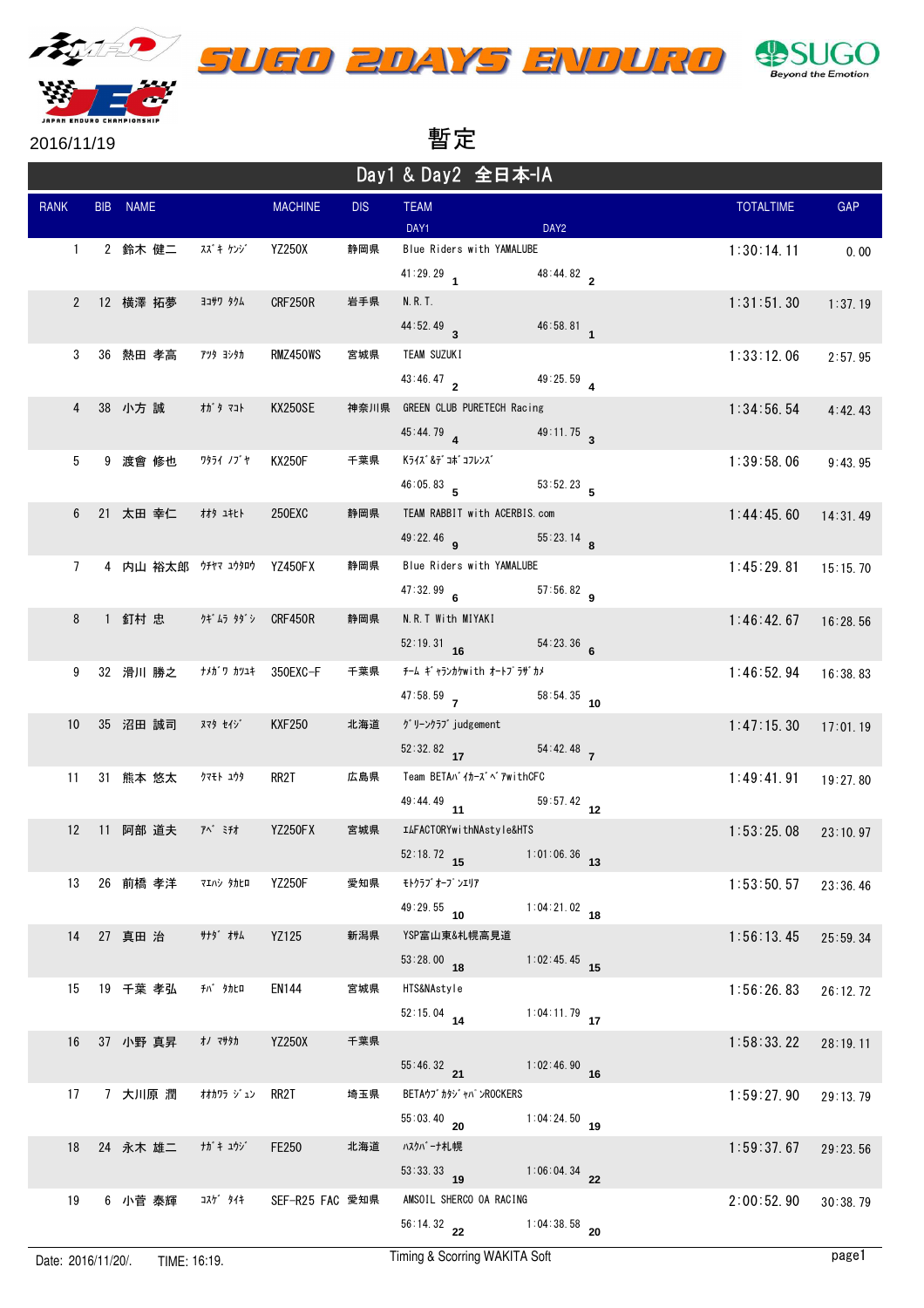# SUGO 2DAYS ENDURO

2016/11/19

## 暫定

### Day1 & Day2 全日本-IA

| RANK | BIB | NAME | | MACHINE | DIS | TEAM | | | TOTALTIME | GAP |
|---|---|---|---|---|---|---|---|---|---|---|
| | | | | | | DAY1 | | DAY2 | | |
| 1 | 2 | 鈴木 健二 | ｽｽﾞｷ ｹﾝｼﾞ | YZ250X | 静岡県 | Blue Riders with YAMALUBE | | | 1:30:14.11 | 0.00 |
| | | | | | | 41:29.29 | 1 | 48:44.82 2 | | |
| 2 | 12 | 横澤 拓夢 | ﾖｺｻﾜ ﾀｸﾑ | CRF250R | 岩手県 | N.R.T. | | | 1:31:51.30 | 1:37.19 |
| | | | | | | 44:52.49 | 3 | 46:58.81 1 | | |
| 3 | 36 | 熱田 孝高 | ｱﾂﾀ ﾖｼﾀｶ | RMZ450WS | 宮城県 | TEAM SUZUKI | | | 1:33:12.06 | 2:57.95 |
| | | | | | | 43:46.47 | 2 | 49:25.59 4 | | |
| 4 | 38 | 小方 誠 | ｵｶﾞﾀ ﾏｺﾄ | KX250SE | 神奈川県 | GREEN CLUB PURETECH Racing | | | 1:34:56.54 | 4:42.43 |
| | | | | | | 45:44.79 | 4 | 49:11.75 3 | | |
| 5 | 9 | 渡會 修也 | ﾜﾀﾗｲ ﾉﾌﾞﾔ | KX250F | 千葉県 | Kﾗｲｽﾞ&ﾃﾞｺﾎﾞｺﾌﾚﾝｽﾞ | | | 1:39:58.06 | 9:43.95 |
| | | | | | | 46:05.83 | 5 | 53:52.23 5 | | |
| 6 | 21 | 太田 幸仁 | ｵｵﾀ ﾕｷﾋﾄ | 250EXC | 静岡県 | TEAM RABBIT with ACERBIS.com | | | 1:44:45.60 | 14:31.49 |
| | | | | | | 49:22.46 | 9 | 55:23.14 8 | | |
| 7 | 4 | 内山 裕太郎 | ｳﾁﾔﾏ ﾕｳﾀﾛｳ | YZ450FX | 静岡県 | Blue Riders with YAMALUBE | | | 1:45:29.81 | 15:15.70 |
| | | | | | | 47:32.99 | 6 | 57:56.82 9 | | |
| 8 | 1 | 釘村 忠 | ｸｷﾞﾑﾗ ﾀﾀﾞｼ | CRF450R | 静岡県 | N.R.T With MIYAKI | | | 1:46:42.67 | 16:28.56 |
| | | | | | | 52:19.31 | 16 | 54:23.36 6 | | |
| 9 | 32 | 滑川 勝之 | ﾅﾒｶﾞﾜ ｶﾂﾕｷ | 350EXC-F | 千葉県 | ﾁｰﾑ ｷﾞｬﾗﾝｶｸwith ｵｰﾄﾌﾞﾗｻﾞｶﾒ | | | 1:46:52.94 | 16:38.83 |
| | | | | | | 47:58.59 | 7 | 58:54.35 10 | | |
| 10 | 35 | 沼田 誠司 | ﾇﾏﾀ ｾｲｼﾞ | KXF250 | 北海道 | ｸﾞﾘｰﾝｸﾗﾌﾞ judgement | | | 1:47:15.30 | 17:01.19 |
| | | | | | | 52:32.82 | 17 | 54:42.48 7 | | |
| 11 | 31 | 熊本 悠太 | ｸﾏﾓﾄ ﾕｳﾀ | RR2T | 広島県 | Team BETAﾊﾞｲｶｰｽﾞﾍﾞｱwithCFC | | | 1:49:41.91 | 19:27.80 |
| | | | | | | 49:44.49 | 11 | 59:57.42 12 | | |
| 12 | 11 | 阿部 道夫 | ｱﾍﾞ ﾐﾁｵ | YZ250FX | 宮城県 | ｴﾑFACTORYwithNAstyle&HTS | | | 1:53:25.08 | 23:10.97 |
| | | | | | | 52:18.72 | 15 | 1:01:06.36 13 | | |
| 13 | 26 | 前橋 孝洋 | ﾏｴﾊｼ ﾀｶﾋﾛ | YZ250F | 愛知県 | ﾓﾄｸﾗﾌﾞｵｰﾌﾟﾝｴﾘｱ | | | 1:53:50.57 | 23:36.46 |
| | | | | | | 49:29.55 | 10 | 1:04:21.02 18 | | |
| 14 | 27 | 真田 治 | ｻﾅﾀﾞ ｵｻﾑ | YZ125 | 新潟県 | YSP富山東&札幌高見道 | | | 1:56:13.45 | 25:59.34 |
| | | | | | | 53:28.00 | 18 | 1:02:45.45 15 | | |
| 15 | 19 | 千葉 孝弘 | ﾁﾊﾞ ﾀｶﾋﾛ | EN144 | 宮城県 | HTS&NAstyle | | | 1:56:26.83 | 26:12.72 |
| | | | | | | 52:15.04 | 14 | 1:04:11.79 17 | | |
| 16 | 37 | 小野 真昇 | ｵﾉ ﾏｻﾀｶ | YZ250X | 千葉県 | | | | 1:58:33.22 | 28:19.11 |
| | | | | | | 55:46.32 | 21 | 1:02:46.90 16 | | |
| 17 | 7 | 大川原 潤 | ｵｵｶﾜﾗ ｼﾞｭﾝ | RR2T | 埼玉県 | BETAｳﾌﾞｶﾀｼﾞｬﾊﾟﾝROCKERS | | | 1:59:27.90 | 29:13.79 |
| | | | | | | 55:03.40 | 20 | 1:04:24.50 19 | | |
| 18 | 24 | 永木 雄二 | ﾅｶﾞｷ ﾕｳｼﾞ | FE250 | 北海道 | ﾊｽｸﾊﾞｰﾅ札幌 | | | 1:59:37.67 | 29:23.56 |
| | | | | | | 53:33.33 | 19 | 1:06:04.34 22 | | |
| 19 | 6 | 小菅 泰輝 | ｺｽｹﾞ ﾀｲｷ | SEF-R25 FAC | 愛知県 | AMSOIL SHERCO OA RACING | | | 2:00:52.90 | 30:38.79 |
| | | | | | | 56:14.32 | 22 | 1:04:38.58 20 | | |

Date: 2016/11/20/. TIME: 16:19. Timing & Scoring WAKITA Soft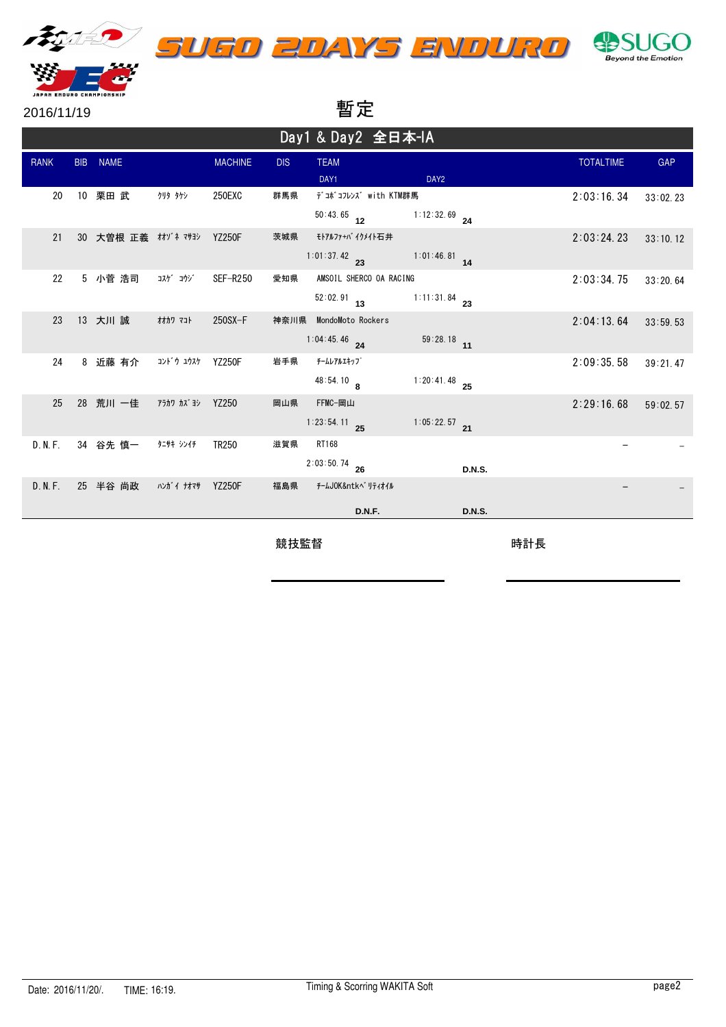# SUGO 2DAYS ENDURO

2016/11/19

## 暫定

### Day1 & Day2 全日本-IA

| RANK | BIB | NAME | | MACHINE | DIS | TEAM | | | | TOTALTIME | GAP |
|---|---|---|---|---|---|---|---|---|---|---|---|
| | | | | | | DAY1 | | DAY2 | | | |
| 20 | 10 | 栗田 武 | ｸﾘﾀ ﾀｹｼ | 250EXC | 群馬県 | ﾃﾞｺﾎﾞｺﾌﾚﾝｽﾞ with KTM群馬 | | | | 2:03:16.34 | 33:02.23 |
| | | | | | | 50:43.65 | 12 | 1:12:32.69 | 24 | | |
| 21 | 30 | 大曽根 正義 | ｵｵｿﾞﾈ ﾏｻﾖｼ | YZ250F | 茨城県 | ﾓﾄｱﾙﾌｧｰﾊﾞｲｸﾒｲﾄ石井 | | | | 2:03:24.23 | 33:10.12 |
| | | | | | | 1:01:37.42 | 23 | 1:01:46.81 | 14 | | |
| 22 | 5 | 小菅 浩司 | ｺｽｹﾞ ｺｳｼﾞ | SEF-R250 | 愛知県 | AMSOIL SHERCO OA RACING | | | | 2:03:34.75 | 33:20.64 |
| | | | | | | 52:02.91 | 13 | 1:11:31.84 | 23 | | |
| 23 | 13 | 大川 誠 | ｵｵｶﾜ ﾏｺﾄ | 250SX-F | 神奈川県 | MondoMoto Rockers | | | | 2:04:13.64 | 33:59.53 |
| | | | | | | 1:04:45.46 | 24 | 59:28.18 | 11 | | |
| 24 | 8 | 近藤 有介 | ｺﾝﾄﾞｳ ﾕｳｽｹ | YZ250F | 岩手県 | ﾁｰﾑﾚｱﾙｴｷｯﾌﾟ | | | | 2:09:35.58 | 39:21.47 |
| | | | | | | 48:54.10 | 8 | 1:20:41.48 | 25 | | |
| 25 | 28 | 荒川 一佳 | ｱﾗｶﾜ ｶｽﾞﾖｼ | YZ250 | 岡山県 | FFMC-岡山 | | | | 2:29:16.68 | 59:02.57 |
| | | | | | | 1:23:54.11 | 25 | 1:05:22.57 | 21 | | |
| D.N.F. | 34 | 谷先 慎一 | ﾀﾆｻｷ ｼﾝｲﾁ | TR250 | 滋賀県 | RT168 | | | | – | – |
| | | | | | | 2:03:50.74 | 26 | D.N.S. | | | |
| D.N.F. | 25 | 半谷 尚政 | ﾊﾝｶﾞｲ ﾅｵﾏｻ | YZ250F | 福島県 | ﾁｰﾑJOK&ntkﾍﾞﾘﾃｨｵｲﾙ | | | | – | – |
| | | | | | | D.N.F. | | D.N.S. | | | |

競技監督 ____________________

時計長 ____________________

Date: 2016/11/20/. TIME: 16:19. Timing & Scoring WAKITA Soft